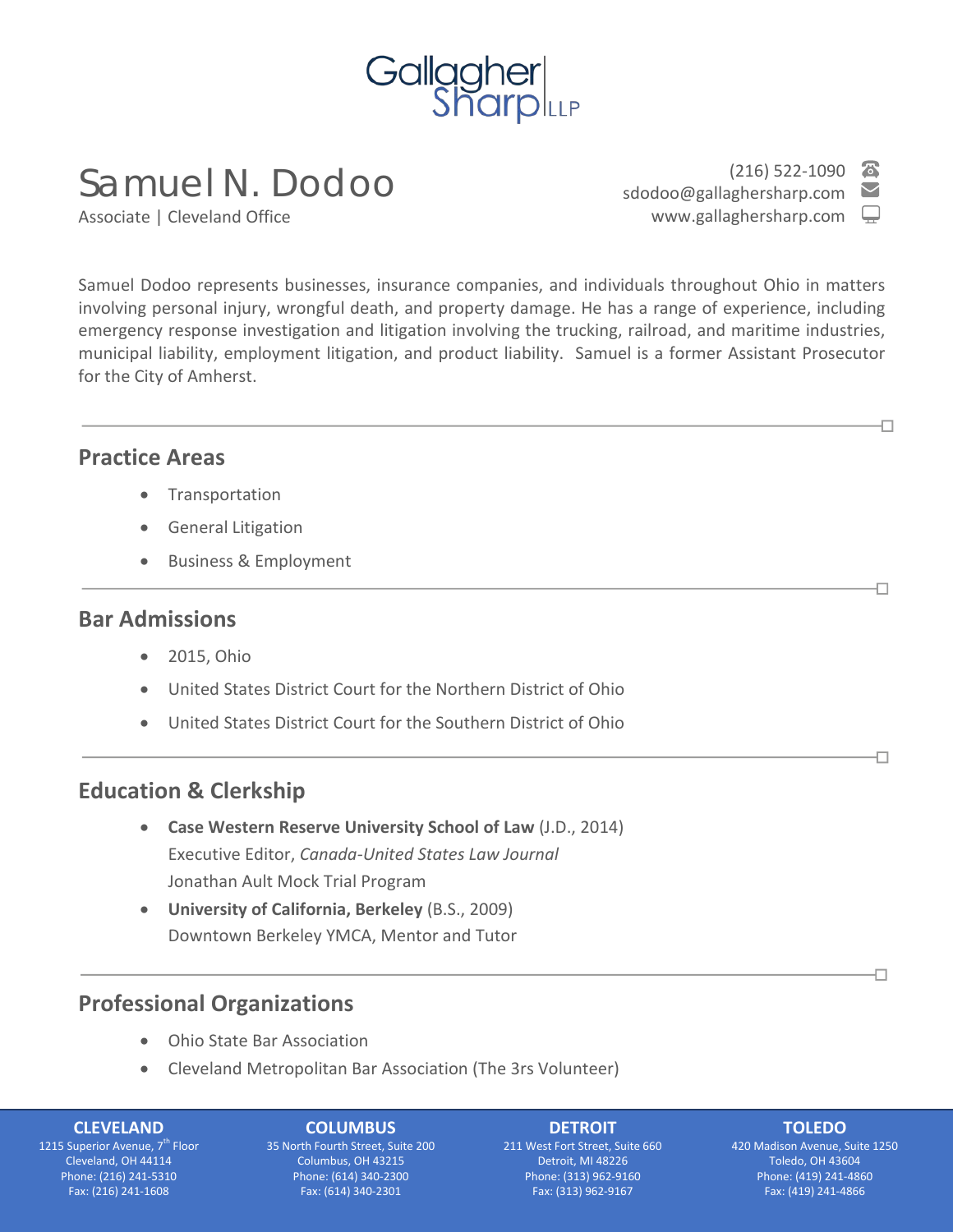Gallagher Sharp LLP

# Samuel N. Dodoo

Associate | Cleveland Office

(216) 522-1090
sdodoo@gallaghersharp.com
www.gallaghersharp.com

Samuel Dodoo represents businesses, insurance companies, and individuals throughout Ohio in matters involving personal injury, wrongful death, and property damage. He has a range of experience, including emergency response investigation and litigation involving the trucking, railroad, and maritime industries, municipal liability, employment litigation, and product liability. Samuel is a former Assistant Prosecutor for the City of Amherst.

## Practice Areas

- Transportation
- General Litigation
- Business & Employment

## Bar Admissions

- 2015, Ohio
- United States District Court for the Northern District of Ohio
- United States District Court for the Southern District of Ohio

## Education & Clerkship

- **Case Western Reserve University School of Law** (J.D., 2014)
  Executive Editor, *Canada-United States Law Journal*
  Jonathan Ault Mock Trial Program
- **University of California, Berkeley** (B.S., 2009)
  Downtown Berkeley YMCA, Mentor and Tutor

## Professional Organizations

- Ohio State Bar Association
- Cleveland Metropolitan Bar Association (The 3rs Volunteer)

**CLEVELAND**
1215 Superior Avenue, 7th Floor
Cleveland, OH 44114
Phone: (216) 241-5310
Fax: (216) 241-1608

**COLUMBUS**
35 North Fourth Street, Suite 200
Columbus, OH 43215
Phone: (614) 340-2300
Fax: (614) 340-2301

**DETROIT**
211 West Fort Street, Suite 660
Detroit, MI 48226
Phone: (313) 962-9160
Fax: (313) 962-9167

**TOLEDO**
420 Madison Avenue, Suite 1250
Toledo, OH 43604
Phone: (419) 241-4860
Fax: (419) 241-4866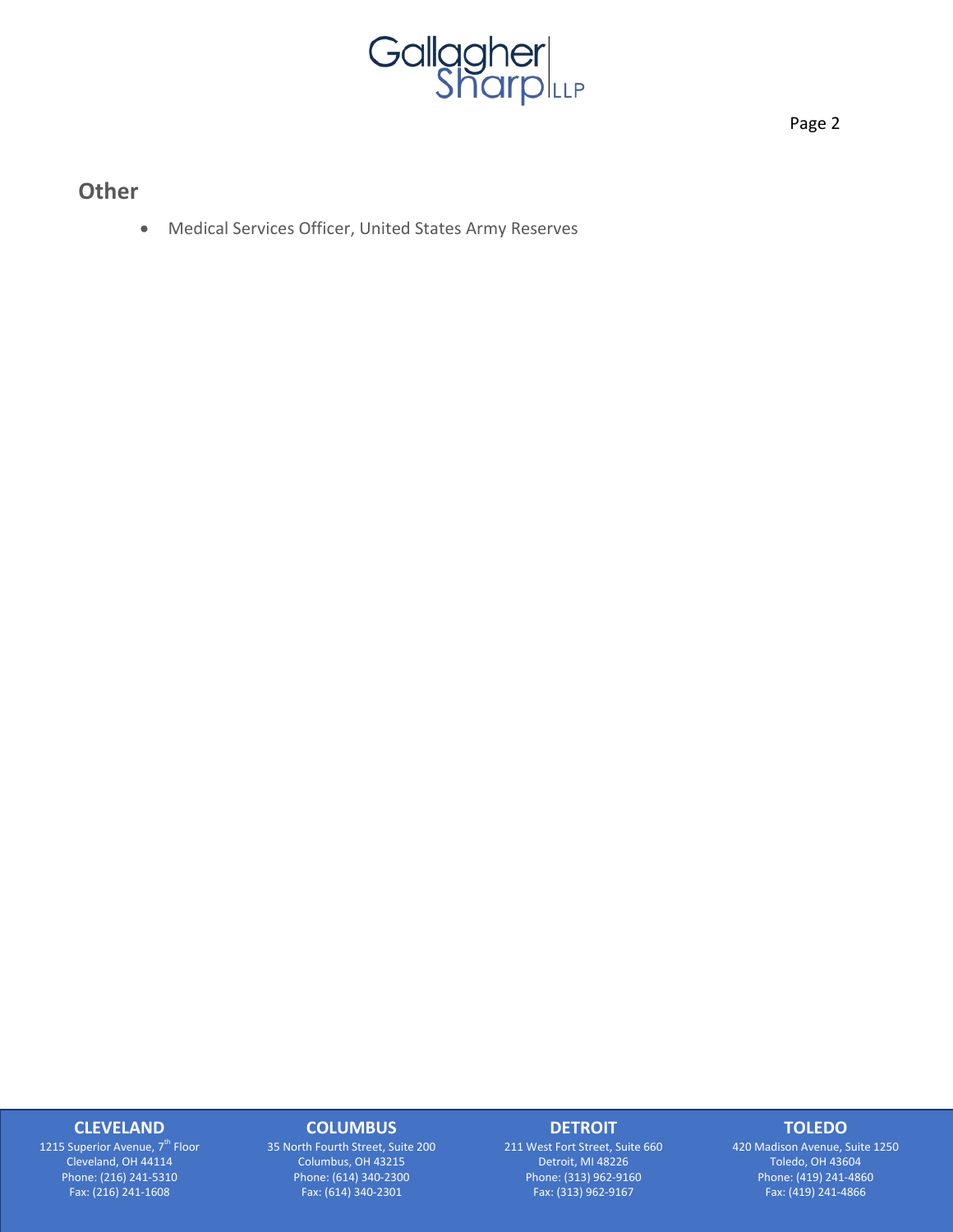## Other

- Medical Services Officer, United States Army Reserves